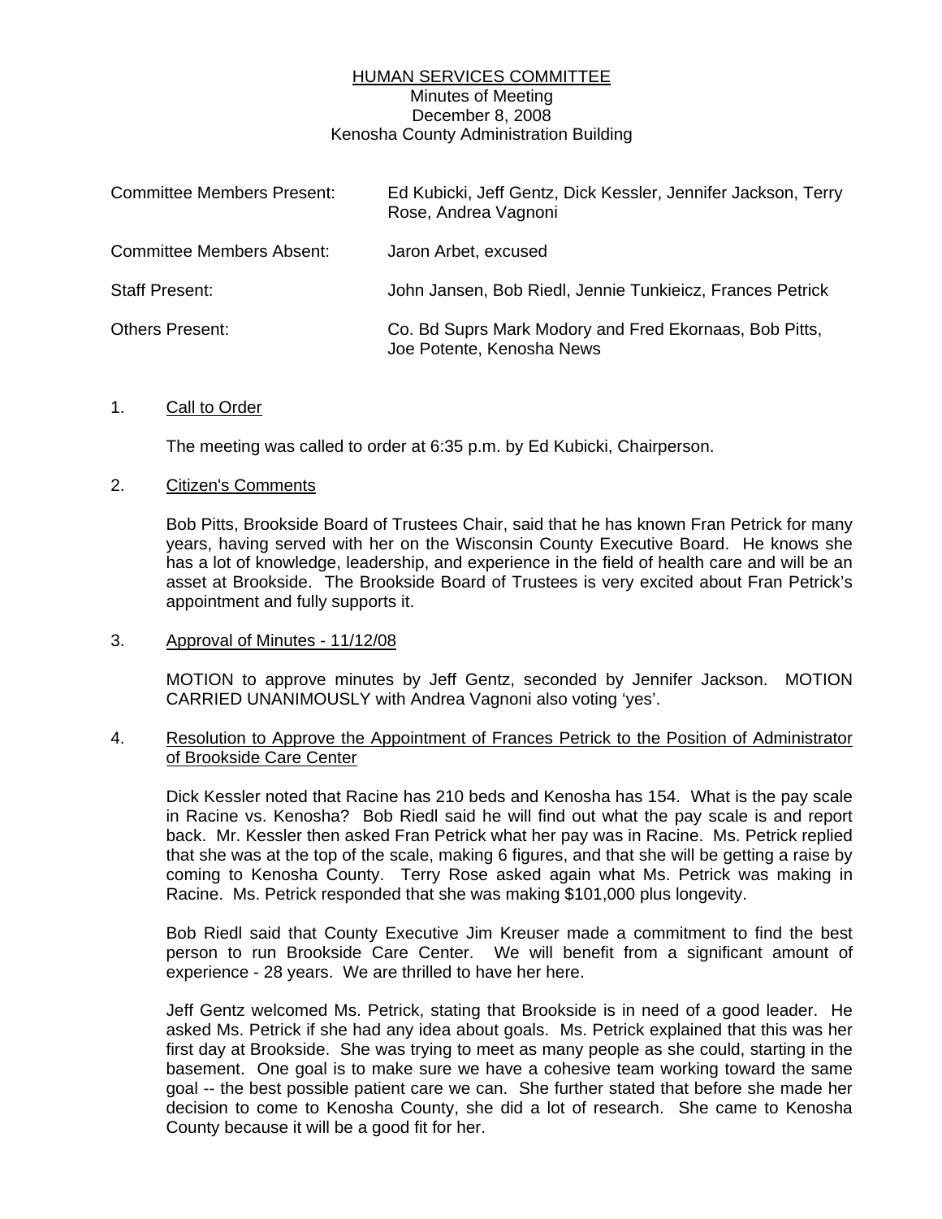# HUMAN SERVICES COMMITTEE

Minutes of Meeting
December 8, 2008
Kenosha County Administration Building

| | |
|---|---|
| Committee Members Present: | Ed Kubicki, Jeff Gentz, Dick Kessler, Jennifer Jackson, Terry Rose, Andrea Vagnoni |
| Committee Members Absent: | Jaron Arbet, excused |
| Staff Present: | John Jansen, Bob Riedl, Jennie Tunkieicz, Frances Petrick |
| Others Present: | Co. Bd Suprs Mark Modory and Fred Ekornaas, Bob Pitts, Joe Potente, Kenosha News |

1. Call to Order

   The meeting was called to order at 6:35 p.m. by Ed Kubicki, Chairperson.

2. Citizen's Comments

   Bob Pitts, Brookside Board of Trustees Chair, said that he has known Fran Petrick for many years, having served with her on the Wisconsin County Executive Board. He knows she has a lot of knowledge, leadership, and experience in the field of health care and will be an asset at Brookside. The Brookside Board of Trustees is very excited about Fran Petrick's appointment and fully supports it.

3. Approval of Minutes - 11/12/08

   MOTION to approve minutes by Jeff Gentz, seconded by Jennifer Jackson. MOTION CARRIED UNANIMOUSLY with Andrea Vagnoni also voting 'yes'.

4. Resolution to Approve the Appointment of Frances Petrick to the Position of Administrator of Brookside Care Center

   Dick Kessler noted that Racine has 210 beds and Kenosha has 154. What is the pay scale in Racine vs. Kenosha? Bob Riedl said he will find out what the pay scale is and report back. Mr. Kessler then asked Fran Petrick what her pay was in Racine. Ms. Petrick replied that she was at the top of the scale, making 6 figures, and that she will be getting a raise by coming to Kenosha County. Terry Rose asked again what Ms. Petrick was making in Racine. Ms. Petrick responded that she was making $101,000 plus longevity.

   Bob Riedl said that County Executive Jim Kreuser made a commitment to find the best person to run Brookside Care Center. We will benefit from a significant amount of experience - 28 years. We are thrilled to have her here.

   Jeff Gentz welcomed Ms. Petrick, stating that Brookside is in need of a good leader. He asked Ms. Petrick if she had any idea about goals. Ms. Petrick explained that this was her first day at Brookside. She was trying to meet as many people as she could, starting in the basement. One goal is to make sure we have a cohesive team working toward the same goal -- the best possible patient care we can. She further stated that before she made her decision to come to Kenosha County, she did a lot of research. She came to Kenosha County because it will be a good fit for her.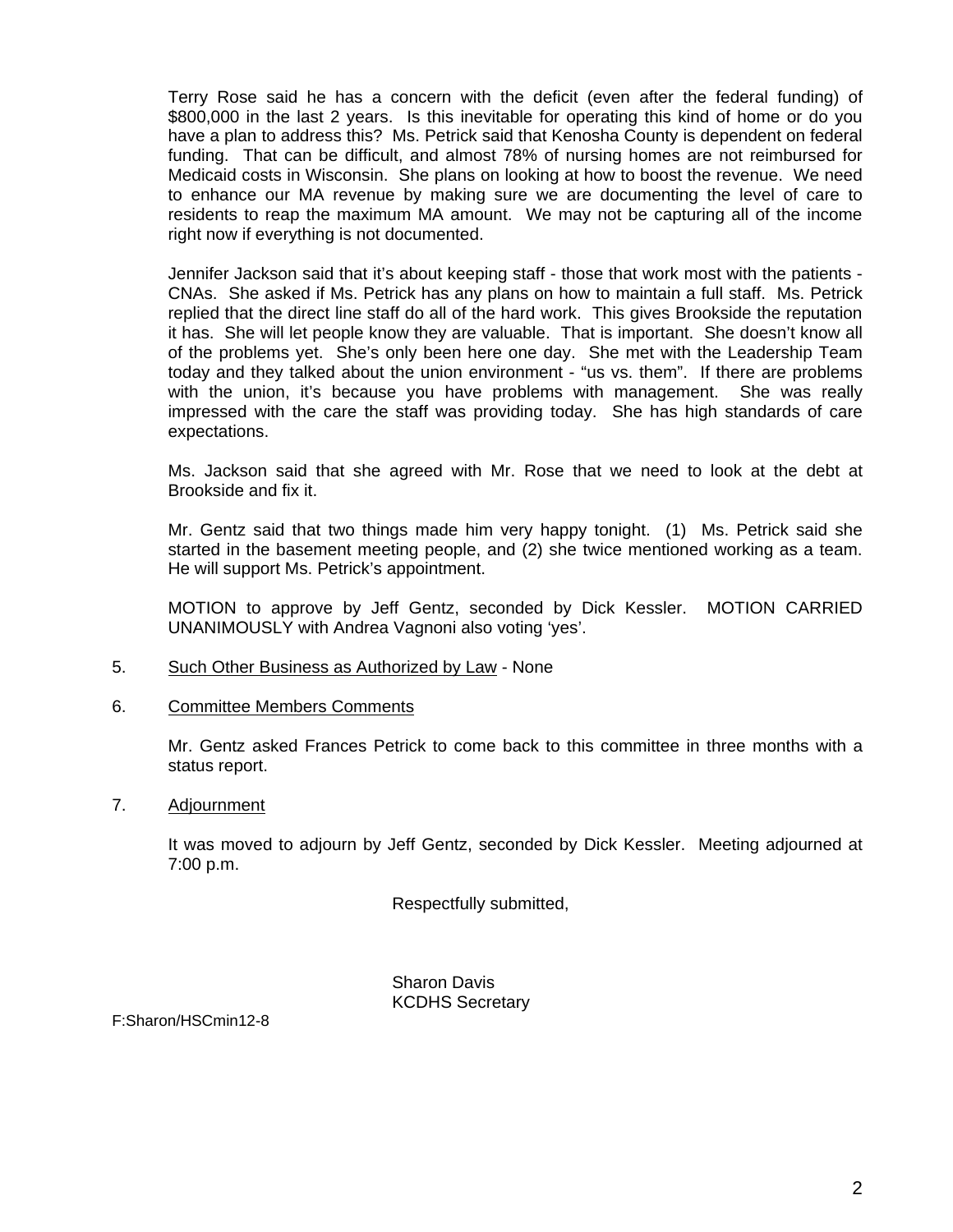Terry Rose said he has a concern with the deficit (even after the federal funding) of $800,000 in the last 2 years. Is this inevitable for operating this kind of home or do you have a plan to address this? Ms. Petrick said that Kenosha County is dependent on federal funding. That can be difficult, and almost 78% of nursing homes are not reimbursed for Medicaid costs in Wisconsin. She plans on looking at how to boost the revenue. We need to enhance our MA revenue by making sure we are documenting the level of care to residents to reap the maximum MA amount. We may not be capturing all of the income right now if everything is not documented.

Jennifer Jackson said that it's about keeping staff - those that work most with the patients - CNAs. She asked if Ms. Petrick has any plans on how to maintain a full staff. Ms. Petrick replied that the direct line staff do all of the hard work. This gives Brookside the reputation it has. She will let people know they are valuable. That is important. She doesn't know all of the problems yet. She's only been here one day. She met with the Leadership Team today and they talked about the union environment - "us vs. them". If there are problems with the union, it's because you have problems with management. She was really impressed with the care the staff was providing today. She has high standards of care expectations.

Ms. Jackson said that she agreed with Mr. Rose that we need to look at the debt at Brookside and fix it.

Mr. Gentz said that two things made him very happy tonight. (1) Ms. Petrick said she started in the basement meeting people, and (2) she twice mentioned working as a team. He will support Ms. Petrick's appointment.

MOTION to approve by Jeff Gentz, seconded by Dick Kessler. MOTION CARRIED UNANIMOUSLY with Andrea Vagnoni also voting 'yes'.

5. Such Other Business as Authorized by Law - None

6. Committee Members Comments

   Mr. Gentz asked Frances Petrick to come back to this committee in three months with a status report.

7. Adjournment

   It was moved to adjourn by Jeff Gentz, seconded by Dick Kessler. Meeting adjourned at 7:00 p.m.

Respectfully submitted,

Sharon Davis
KCDHS Secretary

F:Sharon/HSCmin12-8